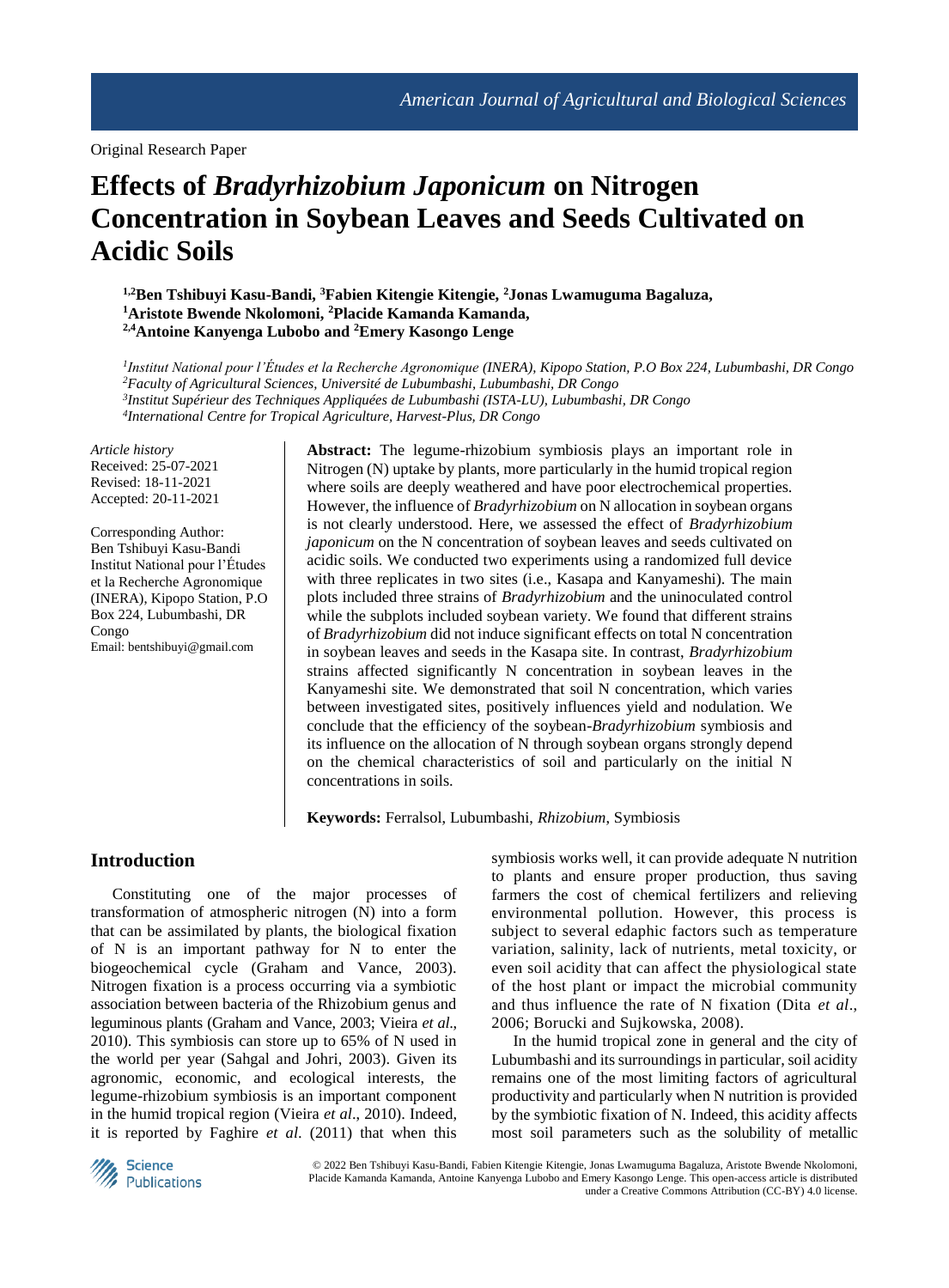Original Research Paper

# Effects of *Bradyrhizobium Japonicum* on Nitrogen Concentration in Soybean Leaves and Seeds Cultivated on Acidic Soils

**[1,2]Ben Tshibuyi Kasu-Bandi, [3]Fabien Kitengie Kitengie, [2]Jonas Lwamuguma Bagaluza, [1]Aristote Bwende Nkolomoni, [2]Placide Kamanda Kamanda, [2,4]Antoine Kanyenga Lubobo and [2]Emery Kasongo Lenge**

*[1]Institut National pour l'Études et la Recherche Agronomique (INERA), Kipopo Station, P.O Box 224, Lubumbashi, DR Congo*
*[2]Faculty of Agricultural Sciences, Université de Lubumbashi, Lubumbashi, DR Congo*
*[3]Institut Supérieur des Techniques Appliquées de Lubumbashi (ISTA-LU), Lubumbashi, DR Congo*
*[4]International Centre for Tropical Agriculture, Harvest-Plus, DR Congo*

*Article history*
Received: 25-07-2021
Revised: 18-11-2021
Accepted: 20-11-2021

Corresponding Author:
Ben Tshibuyi Kasu-Bandi
Institut National pour l'Études et la Recherche Agronomique (INERA), Kipopo Station, P.O Box 224, Lubumbashi, DR Congo
Email: bentshibuyi@gmail.com

**Abstract:** The legume-rhizobium symbiosis plays an important role in Nitrogen (N) uptake by plants, more particularly in the humid tropical region where soils are deeply weathered and have poor electrochemical properties. However, the influence of *Bradyrhizobium* on N allocation in soybean organs is not clearly understood. Here, we assessed the effect of *Bradyrhizobium japonicum* on the N concentration of soybean leaves and seeds cultivated on acidic soils. We conducted two experiments using a randomized full device with three replicates in two sites (i.e., Kasapa and Kanyameshi). The main plots included three strains of *Bradyrhizobium* and the uninoculated control while the subplots included soybean variety. We found that different strains of *Bradyrhizobium* did not induce significant effects on total N concentration in soybean leaves and seeds in the Kasapa site. In contrast, *Bradyrhizobium* strains affected significantly N concentration in soybean leaves in the Kanyameshi site. We demonstrated that soil N concentration, which varies between investigated sites, positively influences yield and nodulation. We conclude that the efficiency of the soybean-*Bradyrhizobium* symbiosis and its influence on the allocation of N through soybean organs strongly depend on the chemical characteristics of soil and particularly on the initial N concentrations in soils.

**Keywords:** Ferralsol, Lubumbashi, *Rhizobium*, Symbiosis

## Introduction

Constituting one of the major processes of transformation of atmospheric nitrogen (N) into a form that can be assimilated by plants, the biological fixation of N is an important pathway for N to enter the biogeochemical cycle (Graham and Vance, 2003). Nitrogen fixation is a process occurring via a symbiotic association between bacteria of the Rhizobium genus and leguminous plants (Graham and Vance, 2003; Vieira *et al*., 2010). This symbiosis can store up to 65% of N used in the world per year (Sahgal and Johri, 2003). Given its agronomic, economic, and ecological interests, the legume-rhizobium symbiosis is an important component in the humid tropical region (Vieira *et al*., 2010). Indeed, it is reported by Faghire *et al*. (2011) that when this symbiosis works well, it can provide adequate N nutrition to plants and ensure proper production, thus saving farmers the cost of chemical fertilizers and relieving environmental pollution. However, this process is subject to several edaphic factors such as temperature variation, salinity, lack of nutrients, metal toxicity, or even soil acidity that can affect the physiological state of the host plant or impact the microbial community and thus influence the rate of N fixation (Dita *et al*., 2006; Borucki and Sujkowska, 2008).

In the humid tropical zone in general and the city of Lubumbashi and its surroundings in particular, soil acidity remains one of the most limiting factors of agricultural productivity and particularly when N nutrition is provided by the symbiotic fixation of N. Indeed, this acidity affects most soil parameters such as the solubility of metallic

© 2022 Ben Tshibuyi Kasu-Bandi, Fabien Kitengie Kitengie, Jonas Lwamuguma Bagaluza, Aristote Bwende Nkolomoni, Placide Kamanda Kamanda, Antoine Kanyenga Lubobo and Emery Kasongo Lenge. This open-access article is distributed under a Creative Commons Attribution (CC-BY) 4.0 license.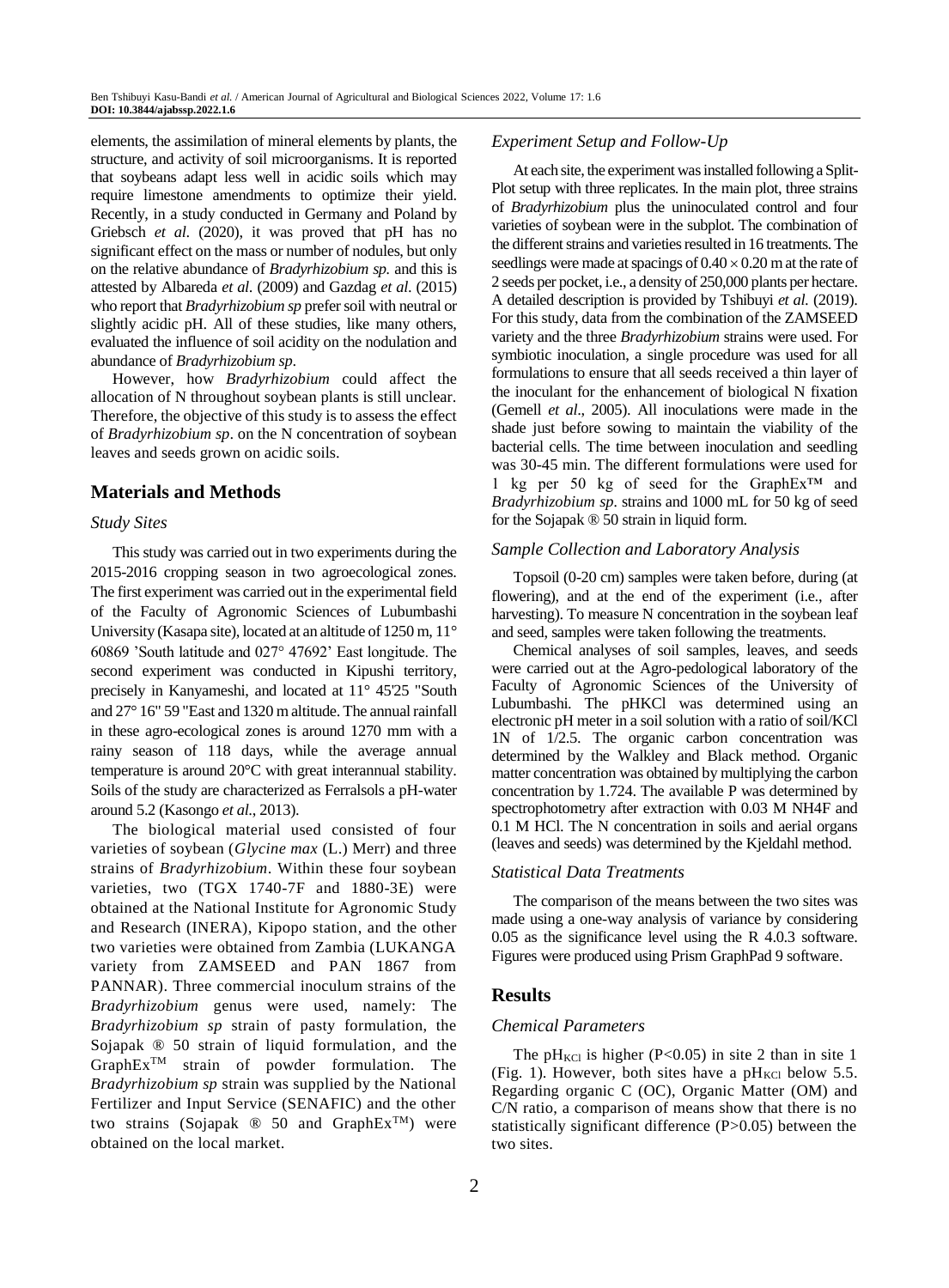elements, the assimilation of mineral elements by plants, the structure, and activity of soil microorganisms. It is reported that soybeans adapt less well in acidic soils which may require limestone amendments to optimize their yield. Recently, in a study conducted in Germany and Poland by Griebsch *et al.* (2020), it was proved that pH has no significant effect on the mass or number of nodules, but only on the relative abundance of *Bradyrhizobium sp.* and this is attested by Albareda *et al.* (2009) and Gazdag *et al.* (2015) who report that *Bradyrhizobium sp* prefer soil with neutral or slightly acidic pH. All of these studies, like many others, evaluated the influence of soil acidity on the nodulation and abundance of *Bradyrhizobium sp.*

However, how *Bradyrhizobium* could affect the allocation of N throughout soybean plants is still unclear. Therefore, the objective of this study is to assess the effect of *Bradyrhizobium sp.* on the N concentration of soybean leaves and seeds grown on acidic soils.

## Materials and Methods

### *Study Sites*

This study was carried out in two experiments during the 2015-2016 cropping season in two agroecological zones. The first experiment was carried out in the experimental field of the Faculty of Agronomic Sciences of Lubumbashi University (Kasapa site), located at an altitude of 1250 m, 11° 60869 'South latitude and 027° 47692' East longitude. The second experiment was conducted in Kipushi territory, precisely in Kanyameshi, and located at 11° 45'25 "South and 27° 16" 59 "East and 1320 m altitude. The annual rainfall in these agro-ecological zones is around 1270 mm with a rainy season of 118 days, while the average annual temperature is around 20°C with great interannual stability. Soils of the study are characterized as Ferralsols a pH-water around 5.2 (Kasongo *et al.*, 2013).

The biological material used consisted of four varieties of soybean (*Glycine max* (L.) Merr) and three strains of *Bradyrhizobium*. Within these four soybean varieties, two (TGX 1740-7F and 1880-3E) were obtained at the National Institute for Agronomic Study and Research (INERA), Kipopo station, and the other two varieties were obtained from Zambia (LUKANGA variety from ZAMSEED and PAN 1867 from PANNAR). Three commercial inoculum strains of the *Bradyrhizobium* genus were used, namely: The *Bradyrhizobium sp* strain of pasty formulation, the Sojapak ® 50 strain of liquid formulation, and the GraphEx™ strain of powder formulation. The *Bradyrhizobium sp* strain was supplied by the National Fertilizer and Input Service (SENAFIC) and the other two strains (Sojapak ® 50 and GraphEx™) were obtained on the local market.

### *Experiment Setup and Follow-Up*

At each site, the experiment was installed following a Split-Plot setup with three replicates. In the main plot, three strains of *Bradyrhizobium* plus the uninoculated control and four varieties of soybean were in the subplot. The combination of the different strains and varieties resulted in 16 treatments. The seedlings were made at spacings of $0.40 \times 0.20$ m at the rate of 2 seeds per pocket, i.e., a density of 250,000 plants per hectare. A detailed description is provided by Tshibuyi *et al.* (2019). For this study, data from the combination of the ZAMSEED variety and the three *Bradyrhizobium* strains were used. For symbiotic inoculation, a single procedure was used for all formulations to ensure that all seeds received a thin layer of the inoculant for the enhancement of biological N fixation (Gemell *et al*., 2005). All inoculations were made in the shade just before sowing to maintain the viability of the bacterial cells. The time between inoculation and seedling was 30-45 min. The different formulations were used for 1 kg per 50 kg of seed for the GraphEx™ and *Bradyrhizobium sp.* strains and 1000 mL for 50 kg of seed for the Sojapak ® 50 strain in liquid form.

### *Sample Collection and Laboratory Analysis*

Topsoil (0-20 cm) samples were taken before, during (at flowering), and at the end of the experiment (i.e., after harvesting). To measure N concentration in the soybean leaf and seed, samples were taken following the treatments.

Chemical analyses of soil samples, leaves, and seeds were carried out at the Agro-pedological laboratory of the Faculty of Agronomic Sciences of the University of Lubumbashi. The pHKCl was determined using an electronic pH meter in a soil solution with a ratio of soil/KCl 1N of 1/2.5. The organic carbon concentration was determined by the Walkley and Black method. Organic matter concentration was obtained by multiplying the carbon concentration by 1.724. The available P was determined by spectrophotometry after extraction with 0.03 M $NH_4F$ and 0.1 M HCl. The N concentration in soils and aerial organs (leaves and seeds) was determined by the Kjeldahl method.

### *Statistical Data Treatments*

The comparison of the means between the two sites was made using a one-way analysis of variance by considering 0.05 as the significance level using the R 4.0.3 software. Figures were produced using Prism GraphPad 9 software.

## Results

### *Chemical Parameters*

The $pH_{KCl}$ is higher ($P<0.05$) in site 2 than in site 1 (Fig. 1). However, both sites have a $pH_{KCl}$ below 5.5. Regarding organic C (OC), Organic Matter (OM) and C/N ratio, a comparison of means show that there is no statistically significant difference ($P>0.05$) between the two sites.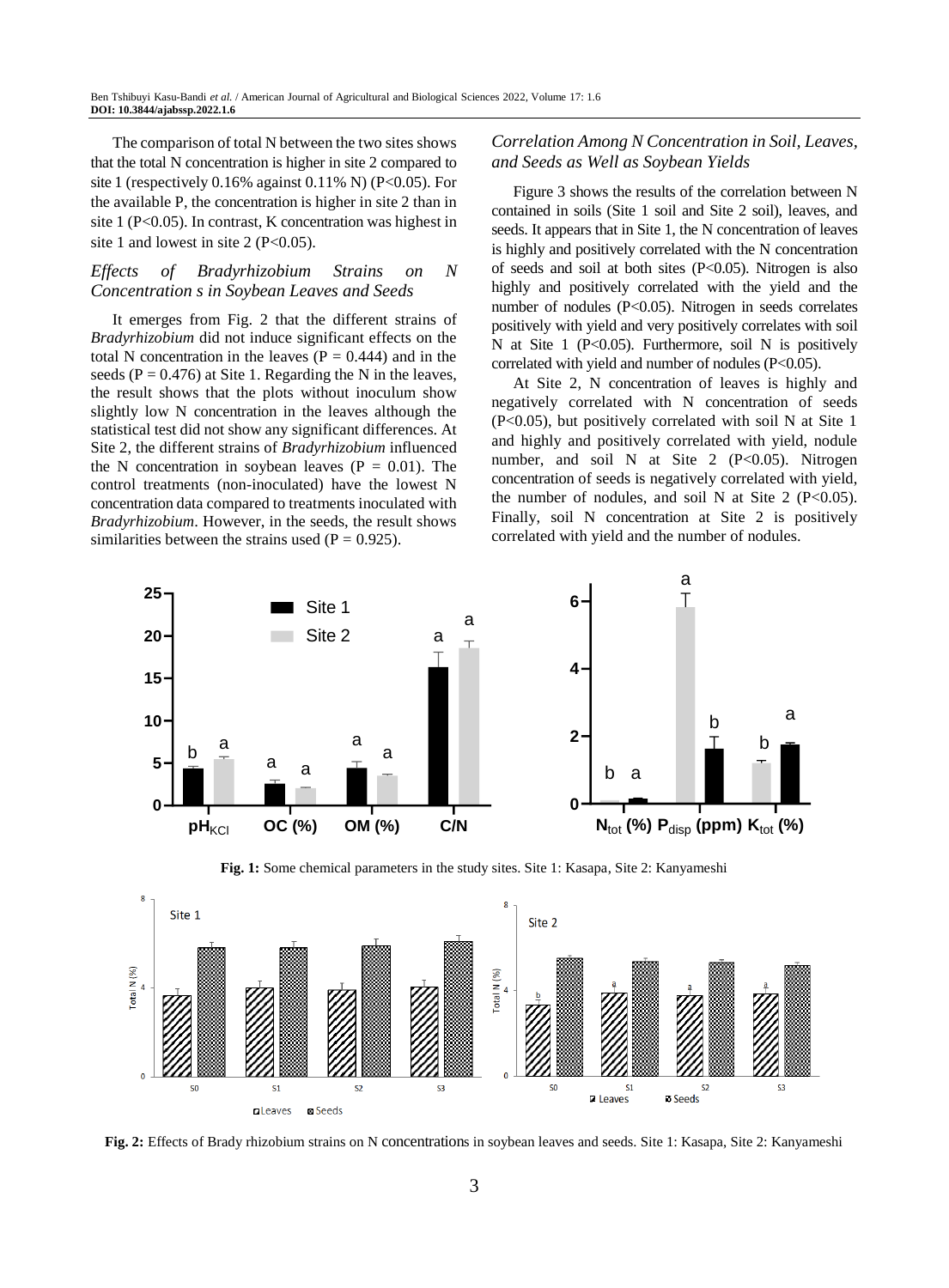The comparison of total N between the two sites shows that the total N concentration is higher in site 2 compared to site 1 (respectively 0.16% against 0.11% N) ($P<0.05$). For the available P, the concentration is higher in site 2 than in site 1 ($P<0.05$). In contrast, K concentration was highest in site 1 and lowest in site 2 ($P<0.05$).

### *Effects of Bradyrhizobium Strains on N Concentration s in Soybean Leaves and Seeds*

It emerges from Fig. 2 that the different strains of *Bradyrhizobium* did not induce significant effects on the total N concentration in the leaves ($P = 0.444$) and in the seeds ($P = 0.476$) at Site 1. Regarding the N in the leaves, the result shows that the plots without inoculum show slightly low N concentration in the leaves although the statistical test did not show any significant differences. At Site 2, the different strains of *Bradyrhizobium* influenced the N concentration in soybean leaves ($P = 0.01$). The control treatments (non-inoculated) have the lowest N concentration data compared to treatments inoculated with *Bradyrhizobium*. However, in the seeds, the result shows similarities between the strains used ($P = 0.925$).

### *Correlation Among N Concentration in Soil, Leaves, and Seeds as Well as Soybean Yields*

Figure 3 shows the results of the correlation between N contained in soils (Site 1 soil and Site 2 soil), leaves, and seeds. It appears that in Site 1, the N concentration of leaves is highly and positively correlated with the N concentration of seeds and soil at both sites ($P<0.05$). Nitrogen is also highly and positively correlated with the yield and the number of nodules ($P<0.05$). Nitrogen in seeds correlates positively with yield and very positively correlates with soil N at Site 1 ($P<0.05$). Furthermore, soil N is positively correlated with yield and number of nodules ($P<0.05$).

At Site 2, N concentration of leaves is highly and negatively correlated with N concentration of seeds ($P<0.05$), but positively correlated with soil N at Site 1 and highly and positively correlated with yield, nodule number, and soil N at Site 2 ($P<0.05$). Nitrogen concentration of seeds is negatively correlated with yield, the number of nodules, and soil N at Site 2 ($P<0.05$). Finally, soil N concentration at Site 2 is positively correlated with yield and the number of nodules.

**Fig. 1:** Some chemical parameters in the study sites. Site 1: Kasapa, Site 2: Kanyameshi

**Fig. 2:** Effects of Brady rhizobium strains on N concentrations in soybean leaves and seeds. Site 1: Kasapa, Site 2: Kanyameshi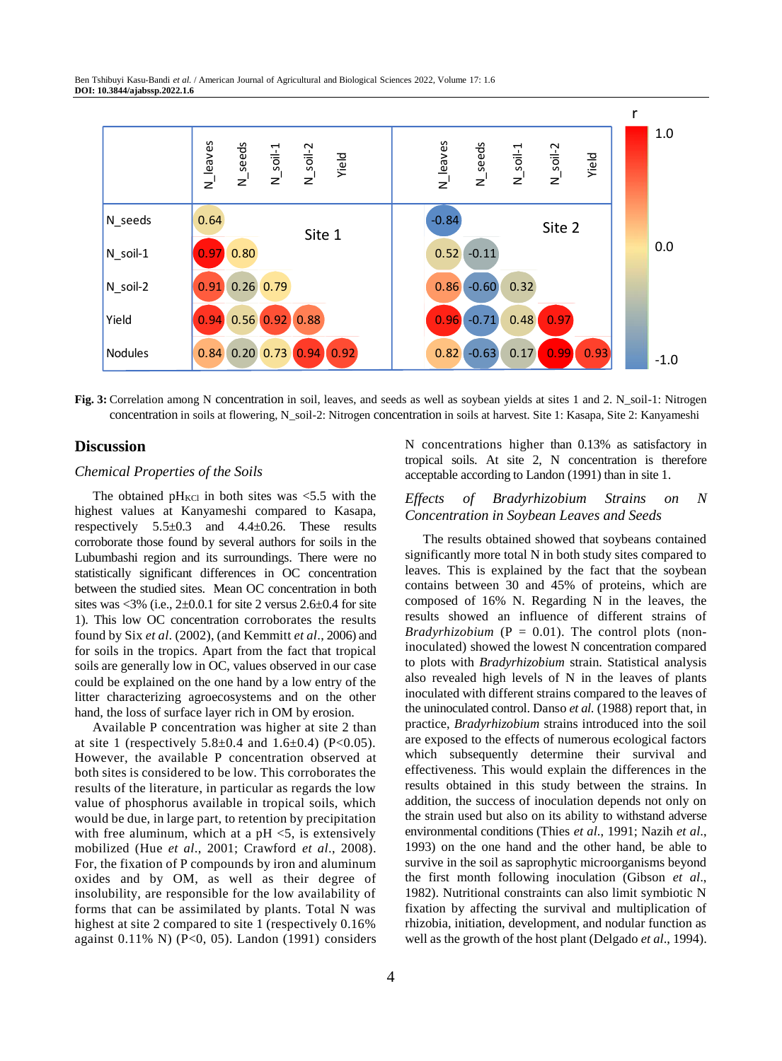| | Site 1 | | | | | Site 2 | | | | |
|---|---|---|---|---|---|---|---|---|---|---|
| | N_leaves | N_seeds | N_soil-1 | N_soil-2 | Yield | N_leaves | N_seeds | N_soil-1 | N_soil-2 | Yield |
| N_seeds | 0.64 | | | | | -0.84 | | | | |
| N_soil-1 | 0.97 | 0.80 | | | | 0.52 | -0.11 | | | |
| N_soil-2 | 0.91 | 0.26 | 0.79 | | | 0.86 | -0.60 | 0.32 | | |
| Yield | 0.94 | 0.56 | 0.92 | 0.88 | | 0.96 | -0.71 | 0.48 | 0.97 | |
| Nodules | 0.84 | 0.20 | 0.73 | 0.94 | 0.92 | 0.82 | -0.63 | 0.17 | 0.99 | 0.93 |

r: 1.0, 0.0, -1.0

**Fig. 3:** Correlation among N concentration in soil, leaves, and seeds as well as soybean yields at sites 1 and 2. N_soil-1: Nitrogen concentration in soils at flowering, N_soil-2: Nitrogen concentration in soils at harvest. Site 1: Kasapa, Site 2: Kanyameshi

## Discussion

### *Chemical Properties of the Soils*

The obtained $pH_{KCl}$ in both sites was <5.5 with the highest values at Kanyameshi compared to Kasapa, respectively 5.5±0.3 and 4.4±0.26. These results corroborate those found by several authors for soils in the Lubumbashi region and its surroundings. There were no statistically significant differences in OC concentration between the studied sites. Mean OC concentration in both sites was <3% (i.e., 2±0.0.1 for site 2 versus 2.6±0.4 for site 1). This low OC concentration corroborates the results found by Six *et al*. (2002), (and Kemmitt *et al*., 2006) and for soils in the tropics. Apart from the fact that tropical soils are generally low in OC, values observed in our case could be explained on the one hand by a low entry of the litter characterizing agroecosystems and on the other hand, the loss of surface layer rich in OM by erosion.

Available P concentration was higher at site 2 than at site 1 (respectively 5.8±0.4 and 1.6±0.4) (P<0.05). However, the available P concentration observed at both sites is considered to be low. This corroborates the results of the literature, in particular as regards the low value of phosphorus available in tropical soils, which would be due, in large part, to retention by precipitation with free aluminum, which at a pH <5, is extensively mobilized (Hue *et al*., 2001; Crawford *et al*., 2008). For, the fixation of P compounds by iron and aluminum oxides and by OM, as well as their degree of insolubility, are responsible for the low availability of forms that can be assimilated by plants. Total N was highest at site 2 compared to site 1 (respectively 0.16% against 0.11% N) (P<0, 05). Landon (1991) considers N concentrations higher than 0.13% as satisfactory in tropical soils. At site 2, N concentration is therefore acceptable according to Landon (1991) than in site 1.

### *Effects of Bradyrhizobium Strains on N Concentration in Soybean Leaves and Seeds*

The results obtained showed that soybeans contained significantly more total N in both study sites compared to leaves. This is explained by the fact that the soybean contains between 30 and 45% of proteins, which are composed of 16% N. Regarding N in the leaves, the results showed an influence of different strains of *Bradyrhizobium* (P = 0.01). The control plots (non-inoculated) showed the lowest N concentration compared to plots with *Bradyrhizobium* strain. Statistical analysis also revealed high levels of N in the leaves of plants inoculated with different strains compared to the leaves of the uninoculated control. Danso *et al.* (1988) report that, in practice, *Bradyrhizobium* strains introduced into the soil are exposed to the effects of numerous ecological factors which subsequently determine their survival and effectiveness. This would explain the differences in the results obtained in this study between the strains. In addition, the success of inoculation depends not only on the strain used but also on its ability to withstand adverse environmental conditions (Thies *et al*., 1991; Nazih *et al*., 1993) on the one hand and the other hand, be able to survive in the soil as saprophytic microorganisms beyond the first month following inoculation (Gibson *et al*., 1982). Nutritional constraints can also limit symbiotic N fixation by affecting the survival and multiplication of rhizobia, initiation, development, and nodular function as well as the growth of the host plant (Delgado *et al*., 1994).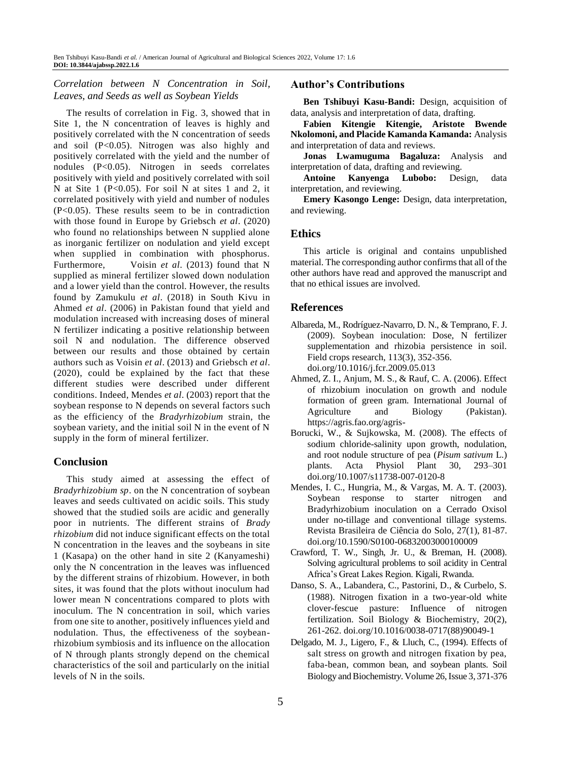### *Correlation between N Concentration in Soil, Leaves, and Seeds as well as Soybean Yields*

The results of correlation in Fig. 3, showed that in Site 1, the N concentration of leaves is highly and positively correlated with the N concentration of seeds and soil ($P<0.05$). Nitrogen was also highly and positively correlated with the yield and the number of nodules ($P<0.05$). Nitrogen in seeds correlates positively with yield and positively correlated with soil N at Site 1 ($P<0.05$). For soil N at sites 1 and 2, it correlated positively with yield and number of nodules ($P<0.05$). These results seem to be in contradiction with those found in Europe by Griebsch *et al*. (2020) who found no relationships between N supplied alone as inorganic fertilizer on nodulation and yield except when supplied in combination with phosphorus. Furthermore, Voisin *et al*. (2013) found that N supplied as mineral fertilizer slowed down nodulation and a lower yield than the control. However, the results found by Zamukulu *et al*. (2018) in South Kivu in Ahmed *et al*. (2006) in Pakistan found that yield and modulation increased with increasing doses of mineral N fertilizer indicating a positive relationship between soil N and nodulation. The difference observed between our results and those obtained by certain authors such as Voisin *et al*. (2013) and Griebsch *et al*. (2020), could be explained by the fact that these different studies were described under different conditions. Indeed, Mendes *et al*. (2003) report that the soybean response to N depends on several factors such as the efficiency of the *Bradyrhizobium* strain, the soybean variety, and the initial soil N in the event of N supply in the form of mineral fertilizer.

## Conclusion

This study aimed at assessing the effect of *Bradyrhizobium sp*. on the N concentration of soybean leaves and seeds cultivated on acidic soils. This study showed that the studied soils are acidic and generally poor in nutrients. The different strains of *Brady rhizobium* did not induce significant effects on the total N concentration in the leaves and the soybeans in site 1 (Kasapa) on the other hand in site 2 (Kanyameshi) only the N concentration in the leaves was influenced by the different strains of rhizobium. However, in both sites, it was found that the plots without inoculum had lower mean N concentrations compared to plots with inoculum. The N concentration in soil, which varies from one site to another, positively influences yield and nodulation. Thus, the effectiveness of the soybean-rhizobium symbiosis and its influence on the allocation of N through plants strongly depend on the chemical characteristics of the soil and particularly on the initial levels of N in the soils.

## Author's Contributions

**Ben Tshibuyi Kasu-Bandi:** Design, acquisition of data, analysis and interpretation of data, drafting.

**Fabien Kitengie Kitengie, Aristote Bwende Nkolomoni, and Placide Kamanda Kamanda:** Analysis and interpretation of data and reviews.

**Jonas Lwamuguma Bagaluza:** Analysis and interpretation of data, drafting and reviewing.

**Antoine Kanyenga Lubobo:** Design, data interpretation, and reviewing.

**Emery Kasongo Lenge:** Design, data interpretation, and reviewing.

## Ethics

This article is original and contains unpublished material. The corresponding author confirms that all of the other authors have read and approved the manuscript and that no ethical issues are involved.

## References

Albareda, M., Rodríguez-Navarro, D. N., & Temprano, F. J. (2009). Soybean inoculation: Dose, N fertilizer supplementation and rhizobia persistence in soil. Field crops research, 113(3), 352-356. doi.org/10.1016/j.fcr.2009.05.013

Ahmed, Z. I., Anjum, M. S., & Rauf, C. A. (2006). Effect of rhizobium inoculation on growth and nodule formation of green gram. International Journal of Agriculture and Biology (Pakistan). https://agris.fao.org/agris-

Borucki, W., & Sujkowska, M. (2008). The effects of sodium chloride-salinity upon growth, nodulation, and root nodule structure of pea (*Pisum sativum* L.) plants. Acta Physiol Plant 30, 293–301 doi.org/10.1007/s11738-007-0120-8

Mendes, I. C., Hungria, M., & Vargas, M. A. T. (2003). Soybean response to starter nitrogen and Bradyrhizobium inoculation on a Cerrado Oxisol under no-tillage and conventional tillage systems. Revista Brasileira de Ciência do Solo, 27(1), 81-87. doi.org/10.1590/S0100-06832003000100009

Crawford, T. W., Singh, Jr. U., & Breman, H. (2008). Solving agricultural problems to soil acidity in Central Africa's Great Lakes Region. Kigali, Rwanda.

Danso, S. A., Labandera, C., Pastorini, D., & Curbelo, S. (1988). Nitrogen fixation in a two-year-old white clover-fescue pasture: Influence of nitrogen fertilization. Soil Biology & Biochemistry, 20(2), 261-262. doi.org/10.1016/0038-0717(88)90049-1

Delgado, M. J., Ligero, F., & Lluch, C., (1994). Effects of salt stress on growth and nitrogen fixation by pea, faba-bean, common bean, and soybean plants. Soil Biology and Biochemistry. Volume 26, Issue 3, 371-376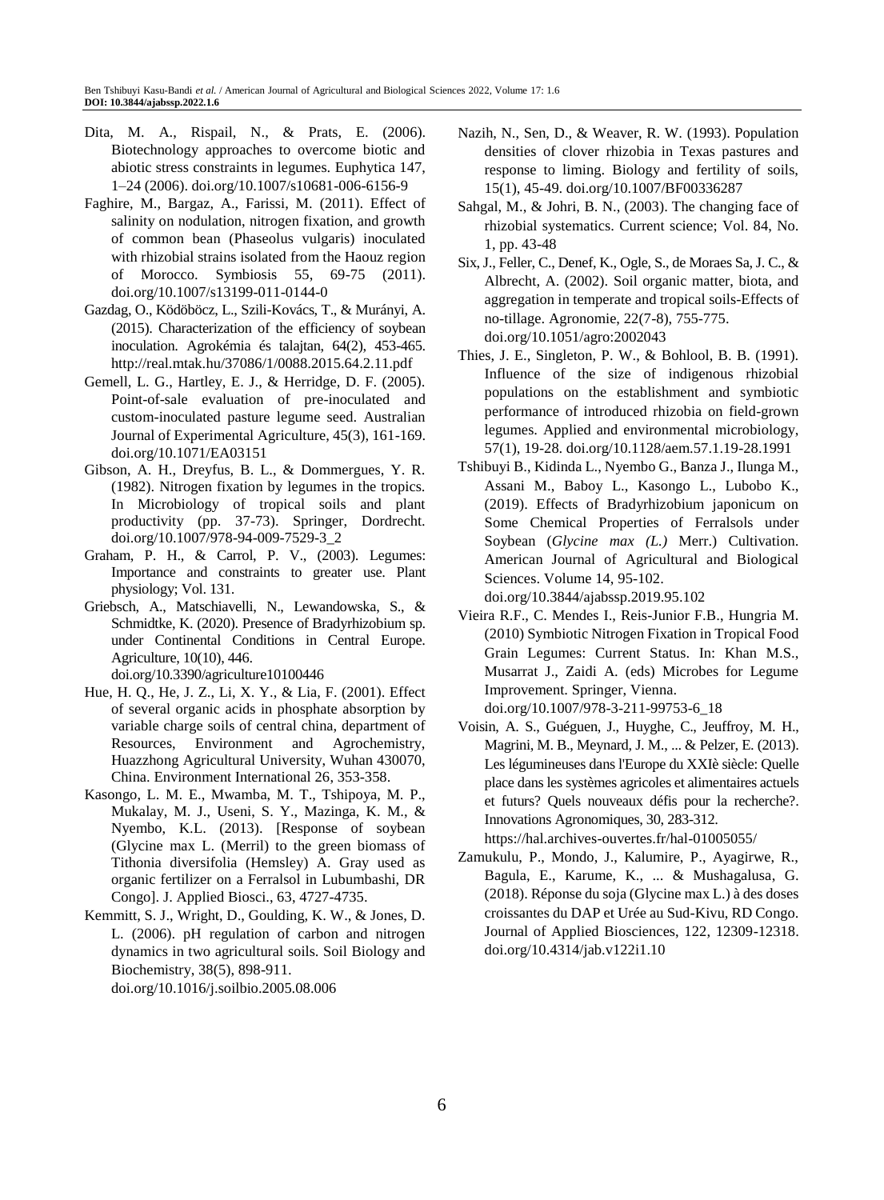Dita, M. A., Rispail, N., & Prats, E. (2006). Biotechnology approaches to overcome biotic and abiotic stress constraints in legumes. Euphytica 147, 1–24 (2006). doi.org/10.1007/s10681-006-6156-9

Faghire, M., Bargaz, A., Farissi, M. (2011). Effect of salinity on nodulation, nitrogen fixation, and growth of common bean (Phaseolus vulgaris) inoculated with rhizobial strains isolated from the Haouz region of Morocco. Symbiosis 55, 69-75 (2011). doi.org/10.1007/s13199-011-0144-0

Gazdag, O., Ködöböcz, L., Szili-Kovács, T., & Murányi, A. (2015). Characterization of the efficiency of soybean inoculation. Agrokémia és talajtan, 64(2), 453-465. http://real.mtak.hu/37086/1/0088.2015.64.2.11.pdf

Gemell, L. G., Hartley, E. J., & Herridge, D. F. (2005). Point-of-sale evaluation of pre-inoculated and custom-inoculated pasture legume seed. Australian Journal of Experimental Agriculture, 45(3), 161-169. doi.org/10.1071/EA03151

Gibson, A. H., Dreyfus, B. L., & Dommergues, Y. R. (1982). Nitrogen fixation by legumes in the tropics. In Microbiology of tropical soils and plant productivity (pp. 37-73). Springer, Dordrecht. doi.org/10.1007/978-94-009-7529-3_2

Graham, P. H., & Carrol, P. V., (2003). Legumes: Importance and constraints to greater use. Plant physiology; Vol. 131.

Griebsch, A., Matschiavelli, N., Lewandowska, S., & Schmidtke, K. (2020). Presence of Bradyrhizobium sp. under Continental Conditions in Central Europe. Agriculture, 10(10), 446. doi.org/10.3390/agriculture10100446

Hue, H. Q., He, J. Z., Li, X. Y., & Lia, F. (2001). Effect of several organic acids in phosphate absorption by variable charge soils of central china, department of Resources, Environment and Agrochemistry, Huazzhong Agricultural University, Wuhan 430070, China. Environment International 26, 353-358.

Kasongo, L. M. E., Mwamba, M. T., Tshipoya, M. P., Mukalay, M. J., Useni, S. Y., Mazinga, K. M., & Nyembo, K.L. (2013). [Response of soybean (Glycine max L. (Merril) to the green biomass of Tithonia diversifolia (Hemsley) A. Gray used as organic fertilizer on a Ferralsol in Lubumbashi, DR Congo]. J. Applied Biosci., 63, 4727-4735.

Kemmitt, S. J., Wright, D., Goulding, K. W., & Jones, D. L. (2006). pH regulation of carbon and nitrogen dynamics in two agricultural soils. Soil Biology and Biochemistry, 38(5), 898-911. doi.org/10.1016/j.soilbio.2005.08.006

Nazih, N., Sen, D., & Weaver, R. W. (1993). Population densities of clover rhizobia in Texas pastures and response to liming. Biology and fertility of soils, 15(1), 45-49. doi.org/10.1007/BF00336287

Sahgal, M., & Johri, B. N., (2003). The changing face of rhizobial systematics. Current science; Vol. 84, No. 1, pp. 43-48

Six, J., Feller, C., Denef, K., Ogle, S., de Moraes Sa, J. C., & Albrecht, A. (2002). Soil organic matter, biota, and aggregation in temperate and tropical soils-Effects of no-tillage. Agronomie, 22(7-8), 755-775. doi.org/10.1051/agro:2002043

Thies, J. E., Singleton, P. W., & Bohlool, B. B. (1991). Influence of the size of indigenous rhizobial populations on the establishment and symbiotic performance of introduced rhizobia on field-grown legumes. Applied and environmental microbiology, 57(1), 19-28. doi.org/10.1128/aem.57.1.19-28.1991

Tshibuyi B., Kidinda L., Nyembo G., Banza J., Ilunga M., Assani M., Baboy L., Kasongo L., Lubobo K., (2019). Effects of Bradyrhizobium japonicum on Some Chemical Properties of Ferralsols under Soybean (*Glycine max (L.)* Merr.) Cultivation. American Journal of Agricultural and Biological Sciences. Volume 14, 95-102. doi.org/10.3844/ajabssp.2019.95.102

Vieira R.F., C. Mendes I., Reis-Junior F.B., Hungria M. (2010) Symbiotic Nitrogen Fixation in Tropical Food Grain Legumes: Current Status. In: Khan M.S., Musarrat J., Zaidi A. (eds) Microbes for Legume Improvement. Springer, Vienna. doi.org/10.1007/978-3-211-99753-6_18

Voisin, A. S., Guéguen, J., Huyghe, C., Jeuffroy, M. H., Magrini, M. B., Meynard, J. M., ... & Pelzer, E. (2013). Les légumineuses dans l'Europe du XXIè siècle: Quelle place dans les systèmes agricoles et alimentaires actuels et futurs? Quels nouveaux défis pour la recherche?. Innovations Agronomiques, 30, 283-312. https://hal.archives-ouvertes.fr/hal-01005055/

Zamukulu, P., Mondo, J., Kalumire, P., Ayagirwe, R., Bagula, E., Karume, K., ... & Mushagalusa, G. (2018). Réponse du soja (Glycine max L.) à des doses croissantes du DAP et Urée au Sud-Kivu, RD Congo. Journal of Applied Biosciences, 122, 12309-12318. doi.org/10.4314/jab.v122i1.10